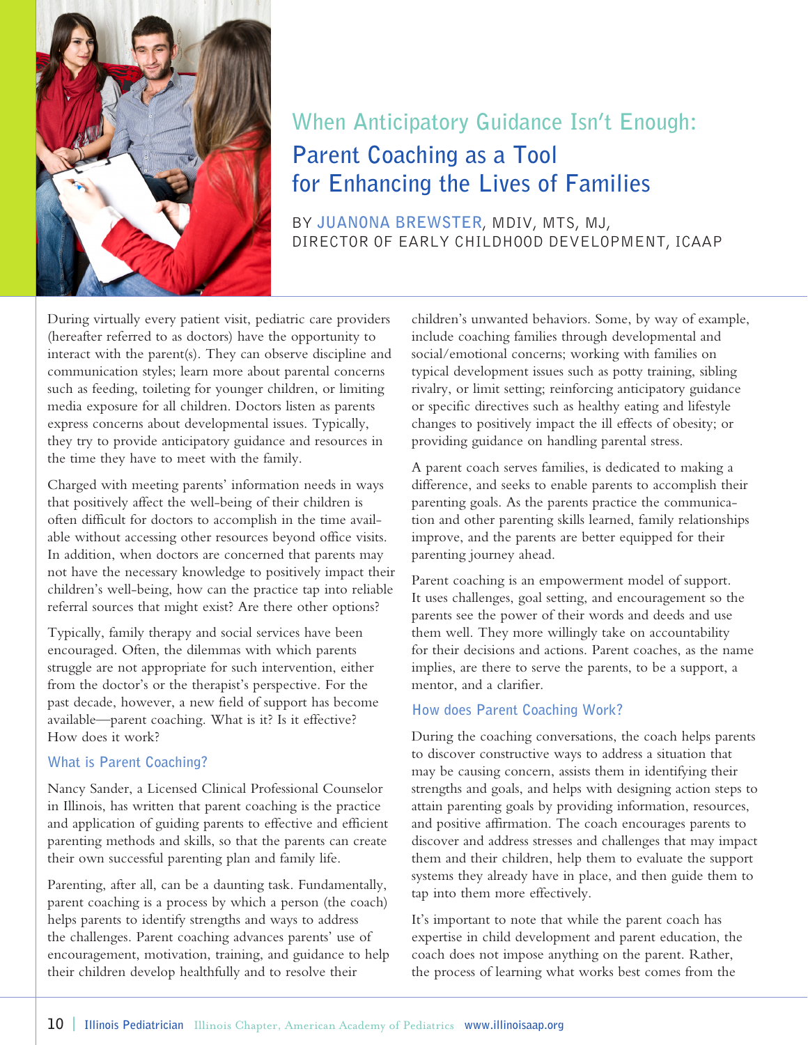# When Anticipatory Guidance Isn't Enough: Parent Coaching as a Tool for Enhancing the Lives of Families

BY **JUANONA BREWSTER**, MDIV, MTS, MJ, DIRECTOR OF EARLY CHILDHOOD DEVELOPMENT, ICAAP

During virtually every patient visit, pediatric care providers (hereafter referred to as doctors) have the opportunity to interact with the parent(s). They can observe discipline and communication styles; learn more about parental concerns such as feeding, toileting for younger children, or limiting media exposure for all children. Doctors listen as parents express concerns about developmental issues. Typically, they try to provide anticipatory guidance and resources in the time they have to meet with the family.

Charged with meeting parents' information needs in ways that positively affect the well-being of their children is often difficult for doctors to accomplish in the time available without accessing other resources beyond office visits. In addition, when doctors are concerned that parents may not have the necessary knowledge to positively impact their children's well-being, how can the practice tap into reliable referral sources that might exist? Are there other options?

Typically, family therapy and social services have been encouraged. Often, the dilemmas with which parents struggle are not appropriate for such intervention, either from the doctor's or the therapist's perspective. For the past decade, however, a new field of support has become available—parent coaching. What is it? Is it effective? How does it work?

## What is Parent Coaching?

Nancy Sander, a Licensed Clinical Professional Counselor in Illinois, has written that parent coaching is the practice and application of guiding parents to effective and efficient parenting methods and skills, so that the parents can create their own successful parenting plan and family life.

Parenting, after all, can be a daunting task. Fundamentally, parent coaching is a process by which a person (the coach) helps parents to identify strengths and ways to address the challenges. Parent coaching advances parents' use of encouragement, motivation, training, and guidance to help their children develop healthfully and to resolve their children's unwanted behaviors. Some, by way of example, include coaching families through developmental and social/emotional concerns; working with families on typical development issues such as potty training, sibling rivalry, or limit setting; reinforcing anticipatory guidance or specific directives such as healthy eating and lifestyle changes to positively impact the ill effects of obesity; or providing guidance on handling parental stress.

A parent coach serves families, is dedicated to making a difference, and seeks to enable parents to accomplish their parenting goals. As the parents practice the communication and other parenting skills learned, family relationships improve, and the parents are better equipped for their parenting journey ahead.

Parent coaching is an empowerment model of support. It uses challenges, goal setting, and encouragement so the parents see the power of their words and deeds and use them well. They more willingly take on accountability for their decisions and actions. Parent coaches, as the name implies, are there to serve the parents, to be a support, a mentor, and a clarifier.

## How does Parent Coaching Work?

During the coaching conversations, the coach helps parents to discover constructive ways to address a situation that may be causing concern, assists them in identifying their strengths and goals, and helps with designing action steps to attain parenting goals by providing information, resources, and positive affirmation. The coach encourages parents to discover and address stresses and challenges that may impact them and their children, help them to evaluate the support systems they already have in place, and then guide them to tap into them more effectively.

It's important to note that while the parent coach has expertise in child development and parent education, the coach does not impose anything on the parent. Rather, the process of learning what works best comes from the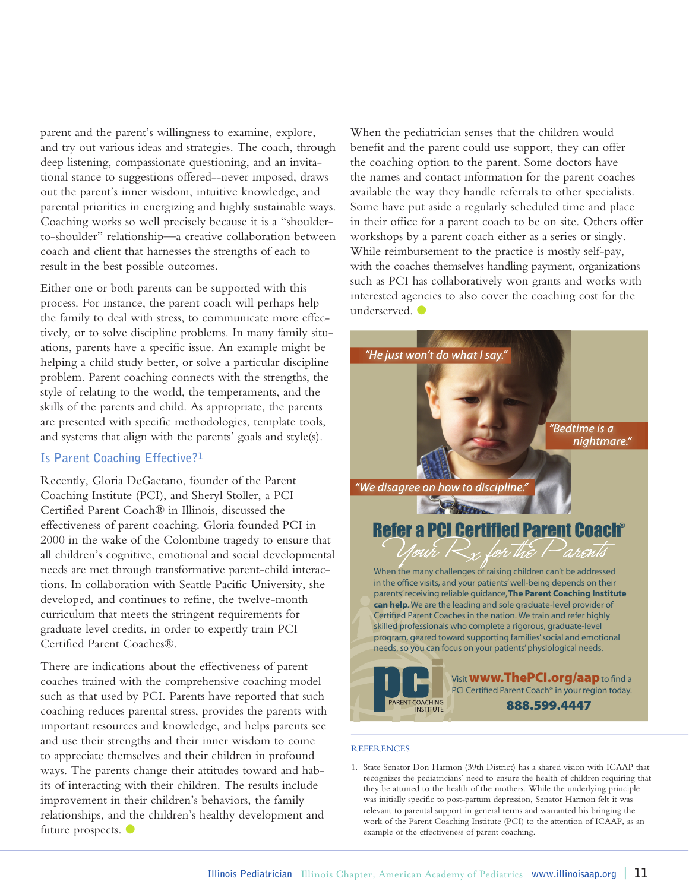parent and the parent's willingness to examine, explore, and try out various ideas and strategies. The coach, through deep listening, compassionate questioning, and an invitational stance to suggestions offered--never imposed, draws out the parent's inner wisdom, intuitive knowledge, and parental priorities in energizing and highly sustainable ways. Coaching works so well precisely because it is a "shoulder-to-shoulder" relationship—a creative collaboration between coach and client that harnesses the strengths of each to result in the best possible outcomes.

Either one or both parents can be supported with this process. For instance, the parent coach will perhaps help the family to deal with stress, to communicate more effectively, or to solve discipline problems. In many family situations, parents have a specific issue. An example might be helping a child study better, or solve a particular discipline problem. Parent coaching connects with the strengths, the style of relating to the world, the temperaments, and the skills of the parents and child. As appropriate, the parents are presented with specific methodologies, template tools, and systems that align with the parents' goals and style(s).

## Is Parent Coaching Effective?[1]

Recently, Gloria DeGaetano, founder of the Parent Coaching Institute (PCI), and Sheryl Stoller, a PCI Certified Parent Coach® in Illinois, discussed the effectiveness of parent coaching. Gloria founded PCI in 2000 in the wake of the Colombine tragedy to ensure that all children's cognitive, emotional and social developmental needs are met through transformative parent-child interactions. In collaboration with Seattle Pacific University, she developed, and continues to refine, the twelve-month curriculum that meets the stringent requirements for graduate level credits, in order to expertly train PCI Certified Parent Coaches®.

There are indications about the effectiveness of parent coaches trained with the comprehensive coaching model such as that used by PCI. Parents have reported that such coaching reduces parental stress, provides the parents with important resources and knowledge, and helps parents see and use their strengths and their inner wisdom to come to appreciate themselves and their children in profound ways. The parents change their attitudes toward and habits of interacting with their children. The results include improvement in their children's behaviors, the family relationships, and the children's healthy development and future prospects.

When the pediatrician senses that the children would benefit and the parent could use support, they can offer the coaching option to the parent. Some doctors have the names and contact information for the parent coaches available the way they handle referrals to other specialists. Some have put aside a regularly scheduled time and place in their office for a parent coach to be on site. Others offer workshops by a parent coach either as a series or singly. While reimbursement to the practice is mostly self-pay, with the coaches themselves handling payment, organizations such as PCI has collaboratively won grants and works with interested agencies to also cover the coaching cost for the underserved.

"He just won't do what I say."

"Bedtime is a nightmare."

"We disagree on how to discipline."

**Refer a PCI Certified Parent Coach®**

*Your Rx for the Parents*

When the many challenges of raising children can't be addressed in the office visits, and your patients' well-being depends on their parents' receiving reliable guidance, **The Parent Coaching Institute can help**. We are the leading and sole graduate-level provider of Certified Parent Coaches in the nation. We train and refer highly skilled professionals who complete a rigorous, graduate-level program, geared toward supporting families' social and emotional needs, so you can focus on your patients' physiological needs.

pci PARENT COACHING INSTITUTE

Visit **www.ThePCI.org/aap** to find a PCI Certified Parent Coach® in your region today.

**888.599.4447**

## REFERENCES

1. State Senator Don Harmon (39th District) has a shared vision with ICAAP that recognizes the pediatricians' need to ensure the health of children requiring that they be attuned to the health of the mothers. While the underlying principle was initially specific to post-partum depression, Senator Harmon felt it was relevant to parental support in general terms and warranted his bringing the work of the Parent Coaching Institute (PCI) to the attention of ICAAP, as an example of the effectiveness of parent coaching.